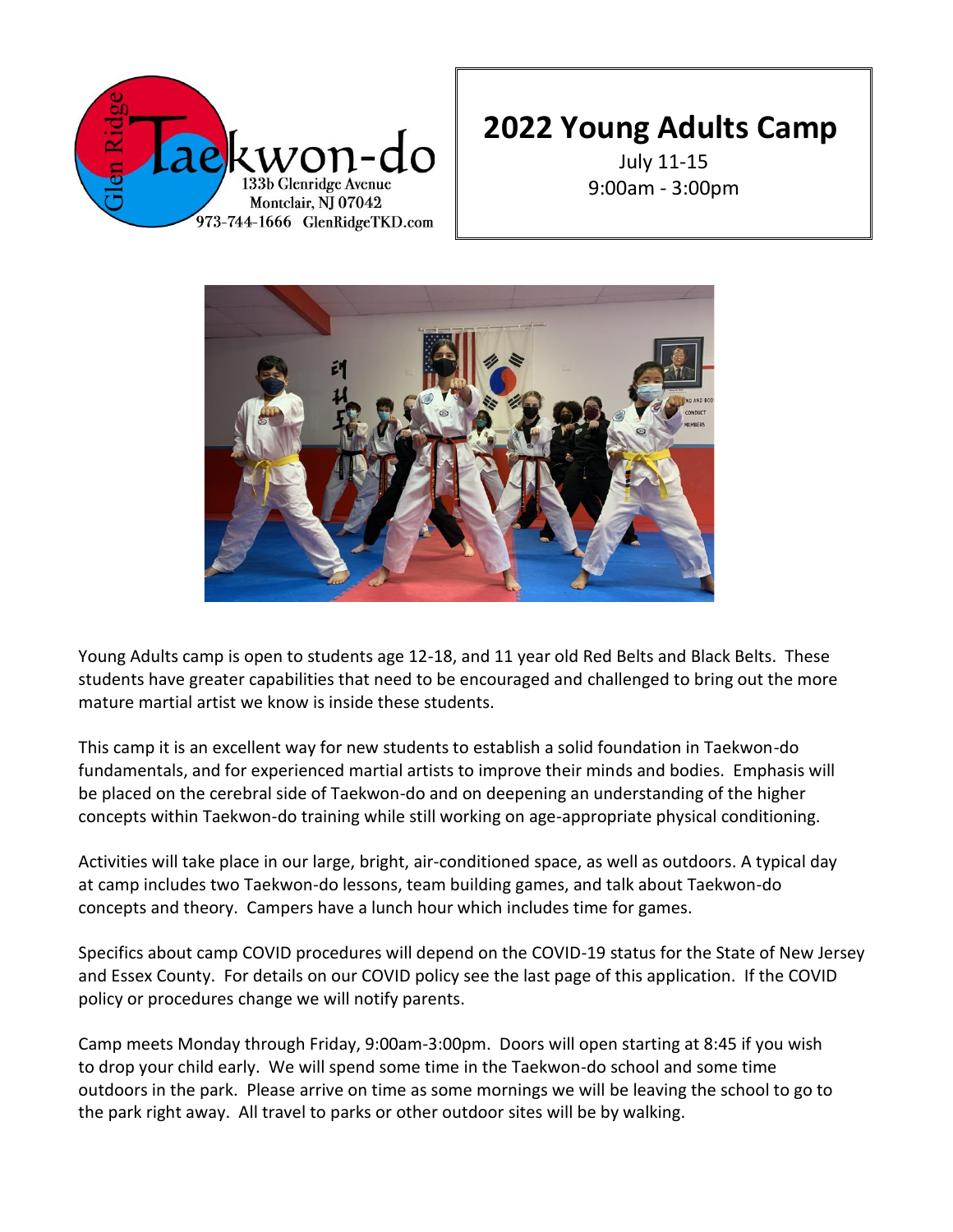Glen Ridge Taekwon-do
133b Glenridge Avenue
Montclair, NJ 07042
973-744-1666 GlenRidgeTKD.com

# 2022 Young Adults Camp

July 11-15
9:00am - 3:00pm

Young Adults camp is open to students age 12-18, and 11 year old Red Belts and Black Belts. These students have greater capabilities that need to be encouraged and challenged to bring out the more mature martial artist we know is inside these students.

This camp it is an excellent way for new students to establish a solid foundation in Taekwon-do fundamentals, and for experienced martial artists to improve their minds and bodies. Emphasis will be placed on the cerebral side of Taekwon-do and on deepening an understanding of the higher concepts within Taekwon-do training while still working on age-appropriate physical conditioning.

Activities will take place in our large, bright, air-conditioned space, as well as outdoors. A typical day at camp includes two Taekwon-do lessons, team building games, and talk about Taekwon-do concepts and theory. Campers have a lunch hour which includes time for games.

Specifics about camp COVID procedures will depend on the COVID-19 status for the State of New Jersey and Essex County. For details on our COVID policy see the last page of this application. If the COVID policy or procedures change we will notify parents.

Camp meets Monday through Friday, 9:00am-3:00pm. Doors will open starting at 8:45 if you wish to drop your child early. We will spend some time in the Taekwon-do school and some time outdoors in the park. Please arrive on time as some mornings we will be leaving the school to go to the park right away. All travel to parks or other outdoor sites will be by walking.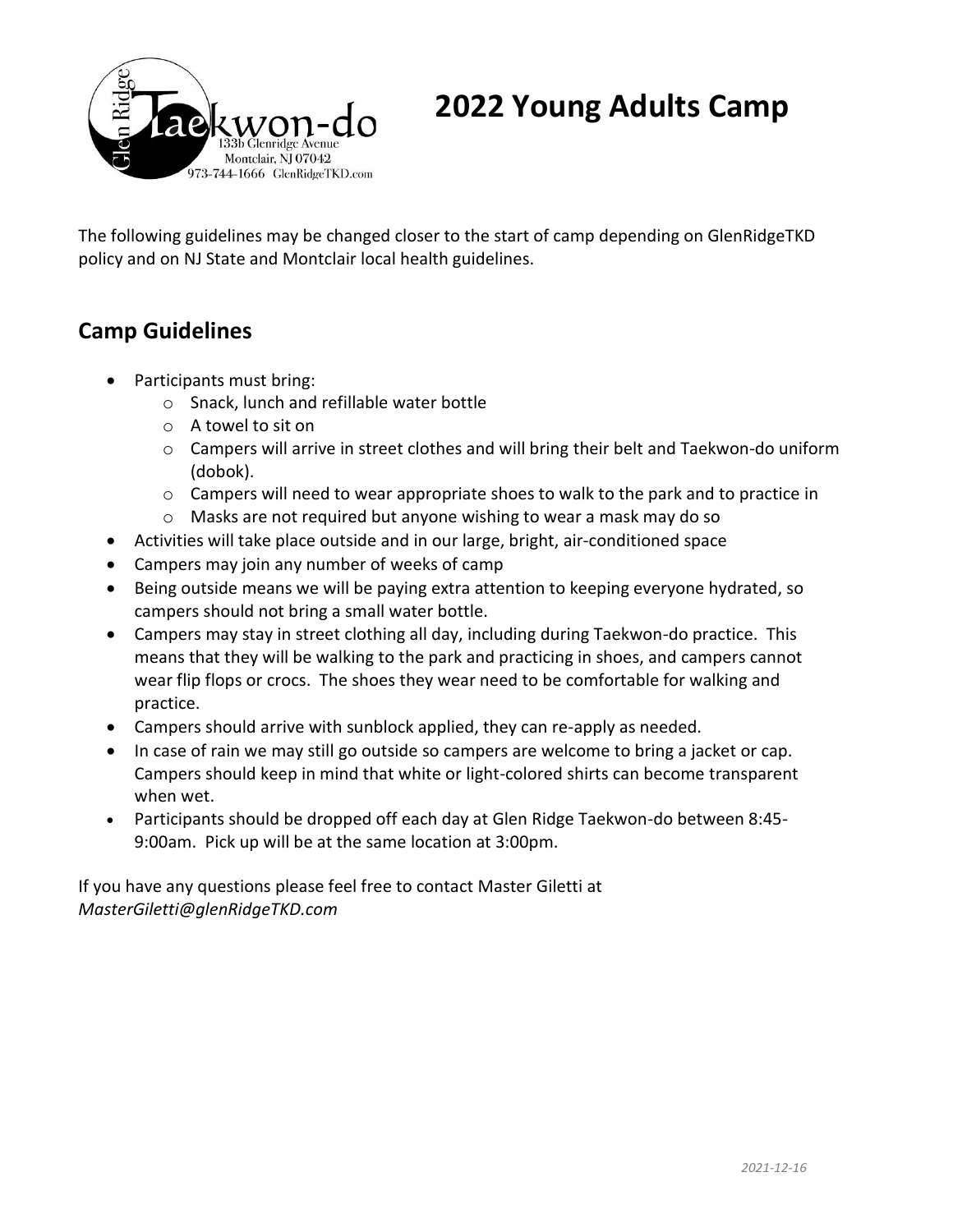# 2022 Young Adults Camp

Glen Ridge Taekwon-do
133b Glenridge Avenue
Montclair, NJ 07042
973-744-1666 GlenRidgeTKD.com

The following guidelines may be changed closer to the start of camp depending on GlenRidgeTKD policy and on NJ State and Montclair local health guidelines.

## Camp Guidelines

- Participants must bring:
  - Snack, lunch and refillable water bottle
  - A towel to sit on
  - Campers will arrive in street clothes and will bring their belt and Taekwon-do uniform (dobok).
  - Campers will need to wear appropriate shoes to walk to the park and to practice in
  - Masks are not required but anyone wishing to wear a mask may do so
- Activities will take place outside and in our large, bright, air-conditioned space
- Campers may join any number of weeks of camp
- Being outside means we will be paying extra attention to keeping everyone hydrated, so campers should not bring a small water bottle.
- Campers may stay in street clothing all day, including during Taekwon-do practice. This means that they will be walking to the park and practicing in shoes, and campers cannot wear flip flops or crocs. The shoes they wear need to be comfortable for walking and practice.
- Campers should arrive with sunblock applied, they can re-apply as needed.
- In case of rain we may still go outside so campers are welcome to bring a jacket or cap. Campers should keep in mind that white or light-colored shirts can become transparent when wet.
- Participants should be dropped off each day at Glen Ridge Taekwon-do between 8:45-9:00am. Pick up will be at the same location at 3:00pm.

If you have any questions please feel free to contact Master Giletti at *MasterGiletti@glenRidgeTKD.com*

*2021-12-16*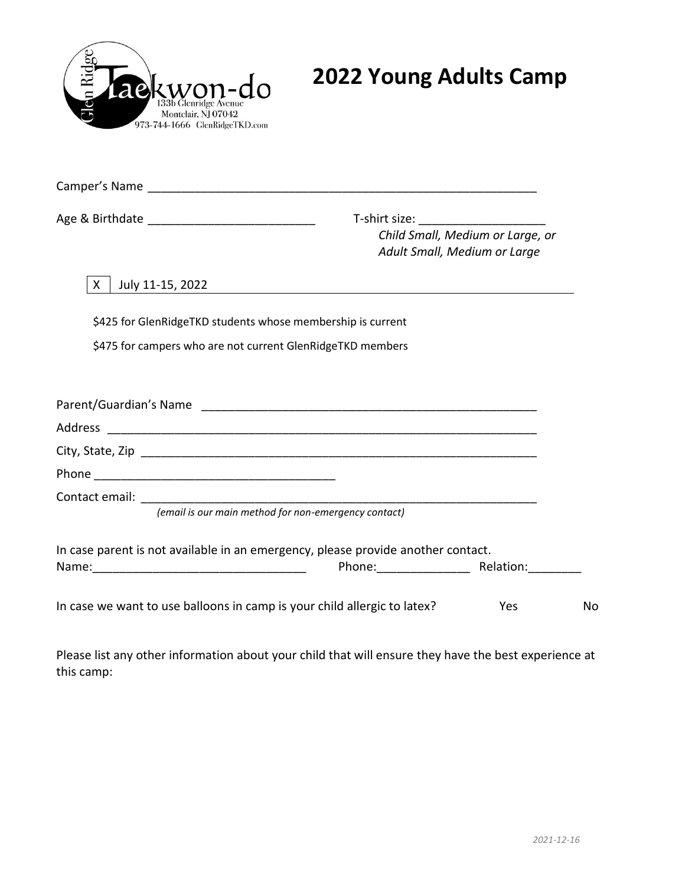Glen Ridge Taekwon-do
133b Glenridge Avenue
Montclair, NJ 07042
973-744-1666 GlenRidgeTKD.com

# 2022 Young Adults Camp

Camper's Name ____________________________________________________________

Age & Birthdate _________________________ T-shirt size: ___________________

*Child Small, Medium or Large, or*
*Adult Small, Medium or Large*

[X] July 11-15, 2022

$425 for GlenRidgeTKD students whose membership is current

$475 for campers who are not current GlenRidgeTKD members

Parent/Guardian's Name ___________________________________________________

Address _________________________________________________________________

City, State, Zip ___________________________________________________________

Phone ____________________________________

Contact email: ____________________________________________________________

*(email is our main method for non-emergency contact)*

In case parent is not available in an emergency, please provide another contact.
Name:________________________________ Phone:______________ Relation:________

In case we want to use balloons in camp is your child allergic to latex? Yes No

Please list any other information about your child that will ensure they have the best experience at this camp:

*2021-12-16*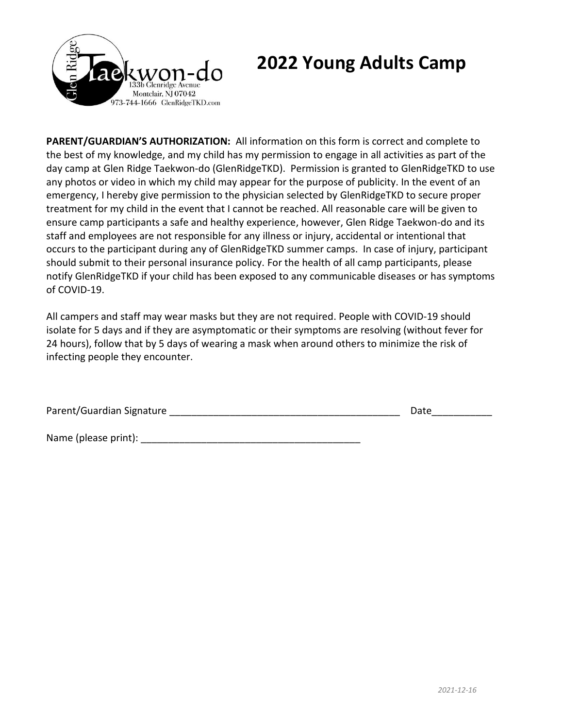Glen Ridge Taekwon-do
133b Glenridge Avenue
Montclair, NJ 07042
973-744-1666 GlenRidgeTKD.com

# 2022 Young Adults Camp

**PARENT/GUARDIAN'S AUTHORIZATION:** All information on this form is correct and complete to the best of my knowledge, and my child has my permission to engage in all activities as part of the day camp at Glen Ridge Taekwon-do (GlenRidgeTKD). Permission is granted to GlenRidgeTKD to use any photos or video in which my child may appear for the purpose of publicity. In the event of an emergency, I hereby give permission to the physician selected by GlenRidgeTKD to secure proper treatment for my child in the event that I cannot be reached. All reasonable care will be given to ensure camp participants a safe and healthy experience, however, Glen Ridge Taekwon-do and its staff and employees are not responsible for any illness or injury, accidental or intentional that occurs to the participant during any of GlenRidgeTKD summer camps. In case of injury, participant should submit to their personal insurance policy. For the health of all camp participants, please notify GlenRidgeTKD if your child has been exposed to any communicable diseases or has symptoms of COVID-19.

All campers and staff may wear masks but they are not required. People with COVID-19 should isolate for 5 days and if they are asymptomatic or their symptoms are resolving (without fever for 24 hours), follow that by 5 days of wearing a mask when around others to minimize the risk of infecting people they encounter.

Parent/Guardian Signature ___________________________________________ Date___________

Name (please print): ________________________________________

*2021-12-16*